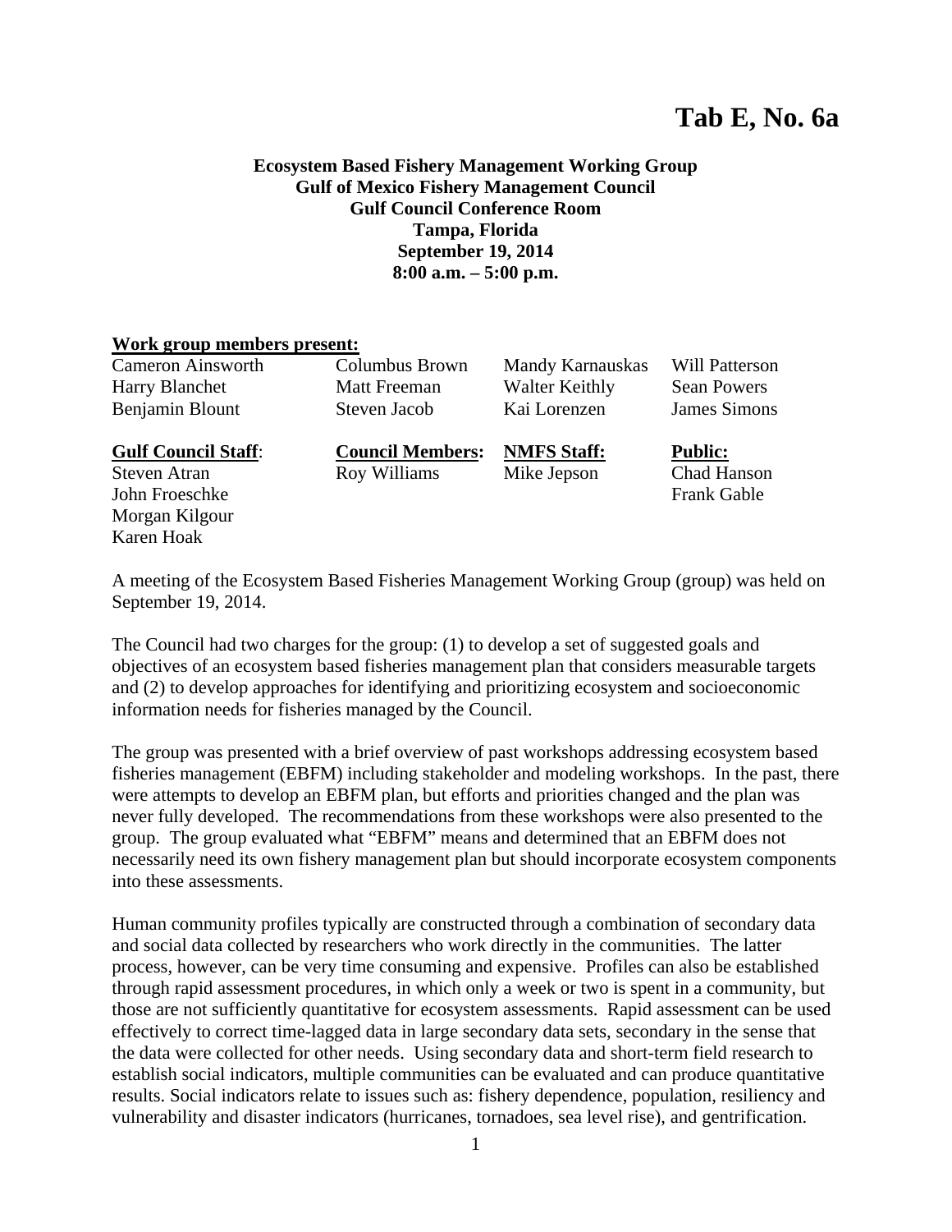# Tab E, No. 6a

**Ecosystem Based Fishery Management Working Group**
**Gulf of Mexico Fishery Management Council**
**Gulf Council Conference Room**
**Tampa, Florida**
**September 19, 2014**
**8:00 a.m. – 5:00 p.m.**

**Work group members present:**

| | | | |
|---|---|---|---|
| Cameron Ainsworth | Columbus Brown | Mandy Karnauskas | Will Patterson |
| Harry Blanchet | Matt Freeman | Walter Keithly | Sean Powers |
| Benjamin Blount | Steven Jacob | Kai Lorenzen | James Simons |

| **Gulf Council Staff**: | **Council Members:** | **NMFS Staff:** | **Public:** |
|---|---|---|---|
| Steven Atran | Roy Williams | Mike Jepson | Chad Hanson |
| John Froeschke | | | Frank Gable |
| Morgan Kilgour | | | |
| Karen Hoak | | | |

A meeting of the Ecosystem Based Fisheries Management Working Group (group) was held on September 19, 2014.

The Council had two charges for the group: (1) to develop a set of suggested goals and objectives of an ecosystem based fisheries management plan that considers measurable targets and (2) to develop approaches for identifying and prioritizing ecosystem and socioeconomic information needs for fisheries managed by the Council.

The group was presented with a brief overview of past workshops addressing ecosystem based fisheries management (EBFM) including stakeholder and modeling workshops. In the past, there were attempts to develop an EBFM plan, but efforts and priorities changed and the plan was never fully developed. The recommendations from these workshops were also presented to the group. The group evaluated what "EBFM" means and determined that an EBFM does not necessarily need its own fishery management plan but should incorporate ecosystem components into these assessments.

Human community profiles typically are constructed through a combination of secondary data and social data collected by researchers who work directly in the communities. The latter process, however, can be very time consuming and expensive. Profiles can also be established through rapid assessment procedures, in which only a week or two is spent in a community, but those are not sufficiently quantitative for ecosystem assessments. Rapid assessment can be used effectively to correct time-lagged data in large secondary data sets, secondary in the sense that the data were collected for other needs. Using secondary data and short-term field research to establish social indicators, multiple communities can be evaluated and can produce quantitative results. Social indicators relate to issues such as: fishery dependence, population, resiliency and vulnerability and disaster indicators (hurricanes, tornadoes, sea level rise), and gentrification.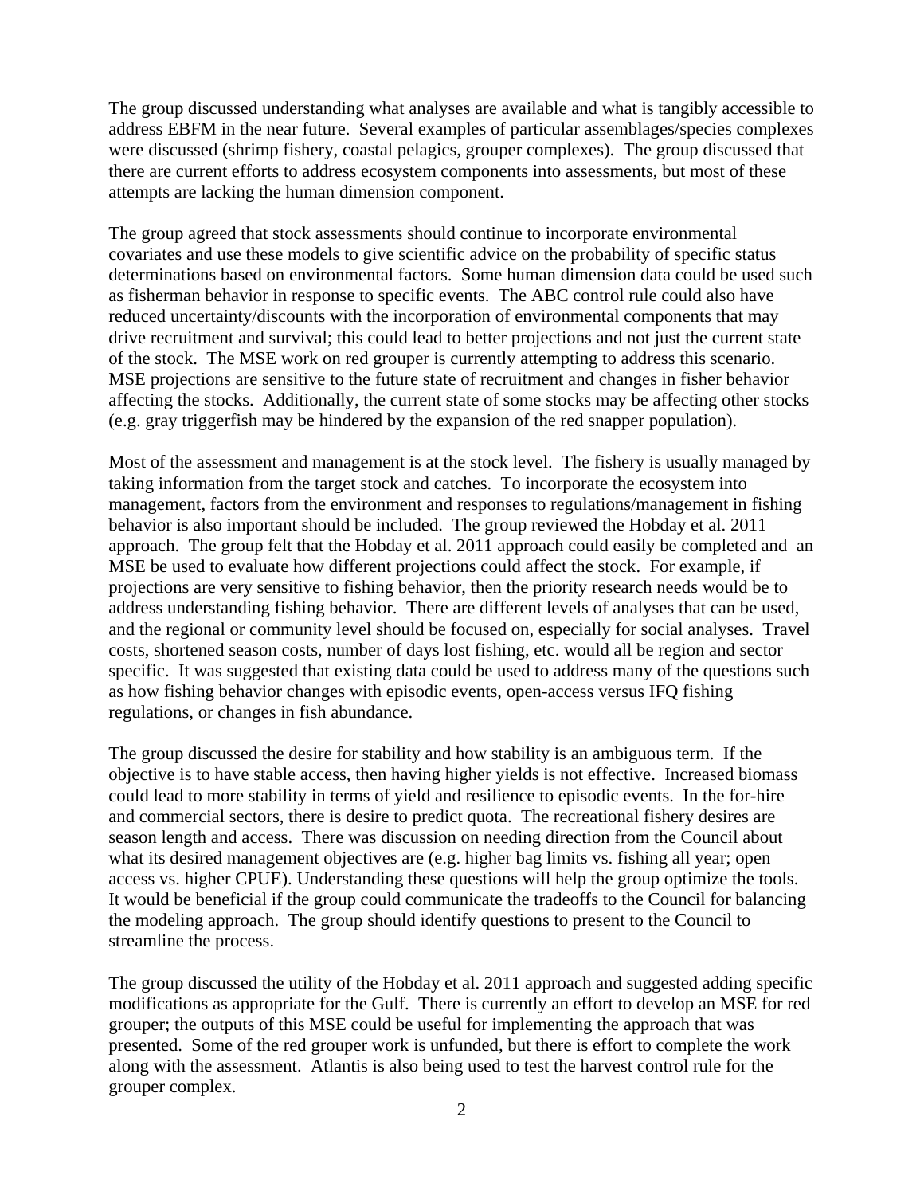The group discussed understanding what analyses are available and what is tangibly accessible to address EBFM in the near future. Several examples of particular assemblages/species complexes were discussed (shrimp fishery, coastal pelagics, grouper complexes). The group discussed that there are current efforts to address ecosystem components into assessments, but most of these attempts are lacking the human dimension component.

The group agreed that stock assessments should continue to incorporate environmental covariates and use these models to give scientific advice on the probability of specific status determinations based on environmental factors. Some human dimension data could be used such as fisherman behavior in response to specific events. The ABC control rule could also have reduced uncertainty/discounts with the incorporation of environmental components that may drive recruitment and survival; this could lead to better projections and not just the current state of the stock. The MSE work on red grouper is currently attempting to address this scenario. MSE projections are sensitive to the future state of recruitment and changes in fisher behavior affecting the stocks. Additionally, the current state of some stocks may be affecting other stocks (e.g. gray triggerfish may be hindered by the expansion of the red snapper population).

Most of the assessment and management is at the stock level. The fishery is usually managed by taking information from the target stock and catches. To incorporate the ecosystem into management, factors from the environment and responses to regulations/management in fishing behavior is also important should be included. The group reviewed the Hobday et al. 2011 approach. The group felt that the Hobday et al. 2011 approach could easily be completed and an MSE be used to evaluate how different projections could affect the stock. For example, if projections are very sensitive to fishing behavior, then the priority research needs would be to address understanding fishing behavior. There are different levels of analyses that can be used, and the regional or community level should be focused on, especially for social analyses. Travel costs, shortened season costs, number of days lost fishing, etc. would all be region and sector specific. It was suggested that existing data could be used to address many of the questions such as how fishing behavior changes with episodic events, open-access versus IFQ fishing regulations, or changes in fish abundance.

The group discussed the desire for stability and how stability is an ambiguous term. If the objective is to have stable access, then having higher yields is not effective. Increased biomass could lead to more stability in terms of yield and resilience to episodic events. In the for-hire and commercial sectors, there is desire to predict quota. The recreational fishery desires are season length and access. There was discussion on needing direction from the Council about what its desired management objectives are (e.g. higher bag limits vs. fishing all year; open access vs. higher CPUE). Understanding these questions will help the group optimize the tools. It would be beneficial if the group could communicate the tradeoffs to the Council for balancing the modeling approach. The group should identify questions to present to the Council to streamline the process.

The group discussed the utility of the Hobday et al. 2011 approach and suggested adding specific modifications as appropriate for the Gulf. There is currently an effort to develop an MSE for red grouper; the outputs of this MSE could be useful for implementing the approach that was presented. Some of the red grouper work is unfunded, but there is effort to complete the work along with the assessment. Atlantis is also being used to test the harvest control rule for the grouper complex.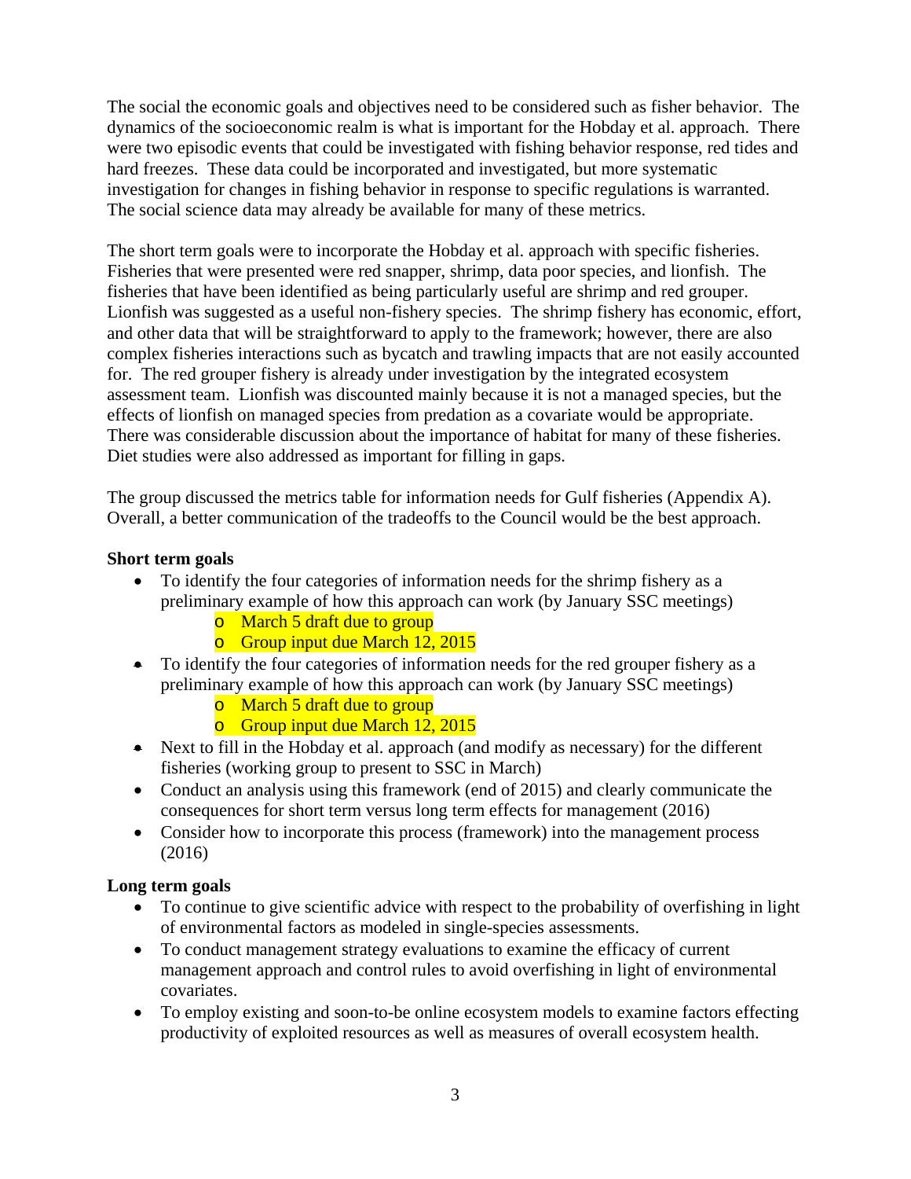The social the economic goals and objectives need to be considered such as fisher behavior. The dynamics of the socioeconomic realm is what is important for the Hobday et al. approach. There were two episodic events that could be investigated with fishing behavior response, red tides and hard freezes. These data could be incorporated and investigated, but more systematic investigation for changes in fishing behavior in response to specific regulations is warranted. The social science data may already be available for many of these metrics.

The short term goals were to incorporate the Hobday et al. approach with specific fisheries. Fisheries that were presented were red snapper, shrimp, data poor species, and lionfish. The fisheries that have been identified as being particularly useful are shrimp and red grouper. Lionfish was suggested as a useful non-fishery species. The shrimp fishery has economic, effort, and other data that will be straightforward to apply to the framework; however, there are also complex fisheries interactions such as bycatch and trawling impacts that are not easily accounted for. The red grouper fishery is already under investigation by the integrated ecosystem assessment team. Lionfish was discounted mainly because it is not a managed species, but the effects of lionfish on managed species from predation as a covariate would be appropriate. There was considerable discussion about the importance of habitat for many of these fisheries. Diet studies were also addressed as important for filling in gaps.

The group discussed the metrics table for information needs for Gulf fisheries (Appendix A). Overall, a better communication of the tradeoffs to the Council would be the best approach.

**Short term goals**

- To identify the four categories of information needs for the shrimp fishery as a preliminary example of how this approach can work (by January SSC meetings)
  - March 5 draft due to group
  - Group input due March 12, 2015
- To identify the four categories of information needs for the red grouper fishery as a preliminary example of how this approach can work (by January SSC meetings)
  - March 5 draft due to group
  - Group input due March 12, 2015
- Next to fill in the Hobday et al. approach (and modify as necessary) for the different fisheries (working group to present to SSC in March)
- Conduct an analysis using this framework (end of 2015) and clearly communicate the consequences for short term versus long term effects for management (2016)
- Consider how to incorporate this process (framework) into the management process (2016)

**Long term goals**

- To continue to give scientific advice with respect to the probability of overfishing in light of environmental factors as modeled in single-species assessments.
- To conduct management strategy evaluations to examine the efficacy of current management approach and control rules to avoid overfishing in light of environmental covariates.
- To employ existing and soon-to-be online ecosystem models to examine factors effecting productivity of exploited resources as well as measures of overall ecosystem health.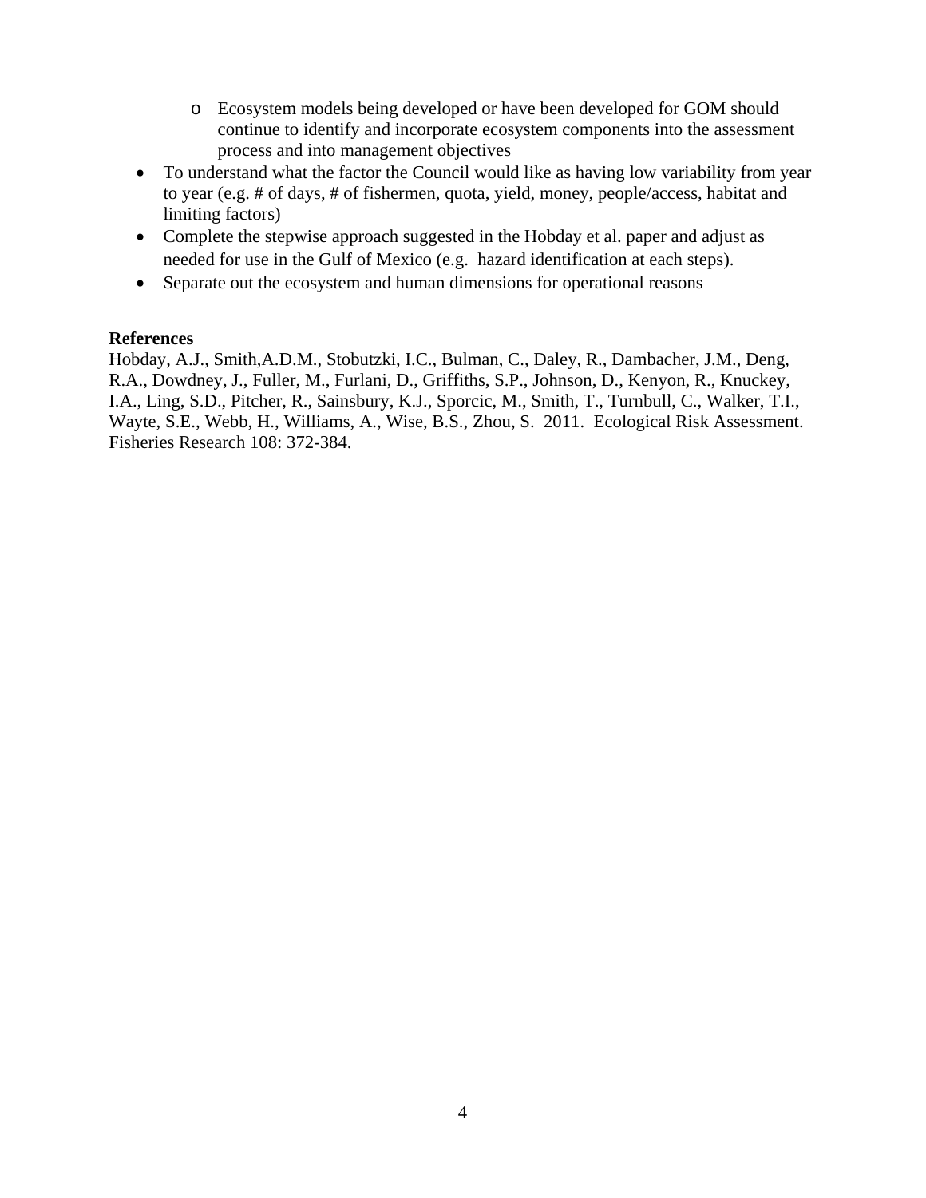- Ecosystem models being developed or have been developed for GOM should continue to identify and incorporate ecosystem components into the assessment process and into management objectives
- To understand what the factor the Council would like as having low variability from year to year (e.g. # of days, # of fishermen, quota, yield, money, people/access, habitat and limiting factors)
- Complete the stepwise approach suggested in the Hobday et al. paper and adjust as needed for use in the Gulf of Mexico (e.g.  hazard identification at each steps).
- Separate out the ecosystem and human dimensions for operational reasons

**References**

Hobday, A.J., Smith,A.D.M., Stobutzki, I.C., Bulman, C., Daley, R., Dambacher, J.M., Deng, R.A., Dowdney, J., Fuller, M., Furlani, D., Griffiths, S.P., Johnson, D., Kenyon, R., Knuckey, I.A., Ling, S.D., Pitcher, R., Sainsbury, K.J., Sporcic, M., Smith, T., Turnbull, C., Walker, T.I., Wayte, S.E., Webb, H., Williams, A., Wise, B.S., Zhou, S.  2011.  Ecological Risk Assessment. Fisheries Research 108: 372-384.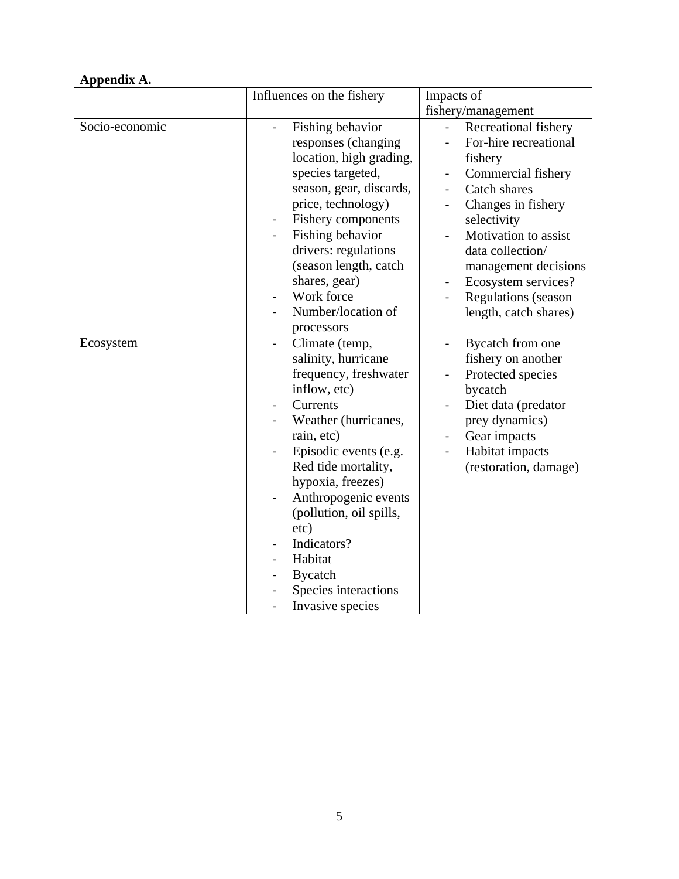**Appendix A.**

| | Influences on the fishery | Impacts of fishery/management |
|---|---|---|
| Socio-economic | - Fishing behavior responses (changing location, high grading, species targeted, season, gear, discards, price, technology)<br>- Fishery components<br>- Fishing behavior drivers: regulations (season length, catch shares, gear)<br>- Work force<br>- Number/location of processors | - Recreational fishery<br>- For-hire recreational fishery<br>- Commercial fishery<br>- Catch shares<br>- Changes in fishery selectivity<br>- Motivation to assist data collection/ management decisions<br>- Ecosystem services?<br>- Regulations (season length, catch shares) |
| Ecosystem | - Climate (temp, salinity, hurricane frequency, freshwater inflow, etc)<br>- Currents<br>- Weather (hurricanes, rain, etc)<br>- Episodic events (e.g. Red tide mortality, hypoxia, freezes)<br>- Anthropogenic events (pollution, oil spills, etc)<br>- Indicators?<br>- Habitat<br>- Bycatch<br>- Species interactions<br>- Invasive species | - Bycatch from one fishery on another<br>- Protected species bycatch<br>- Diet data (predator prey dynamics)<br>- Gear impacts<br>- Habitat impacts (restoration, damage) |